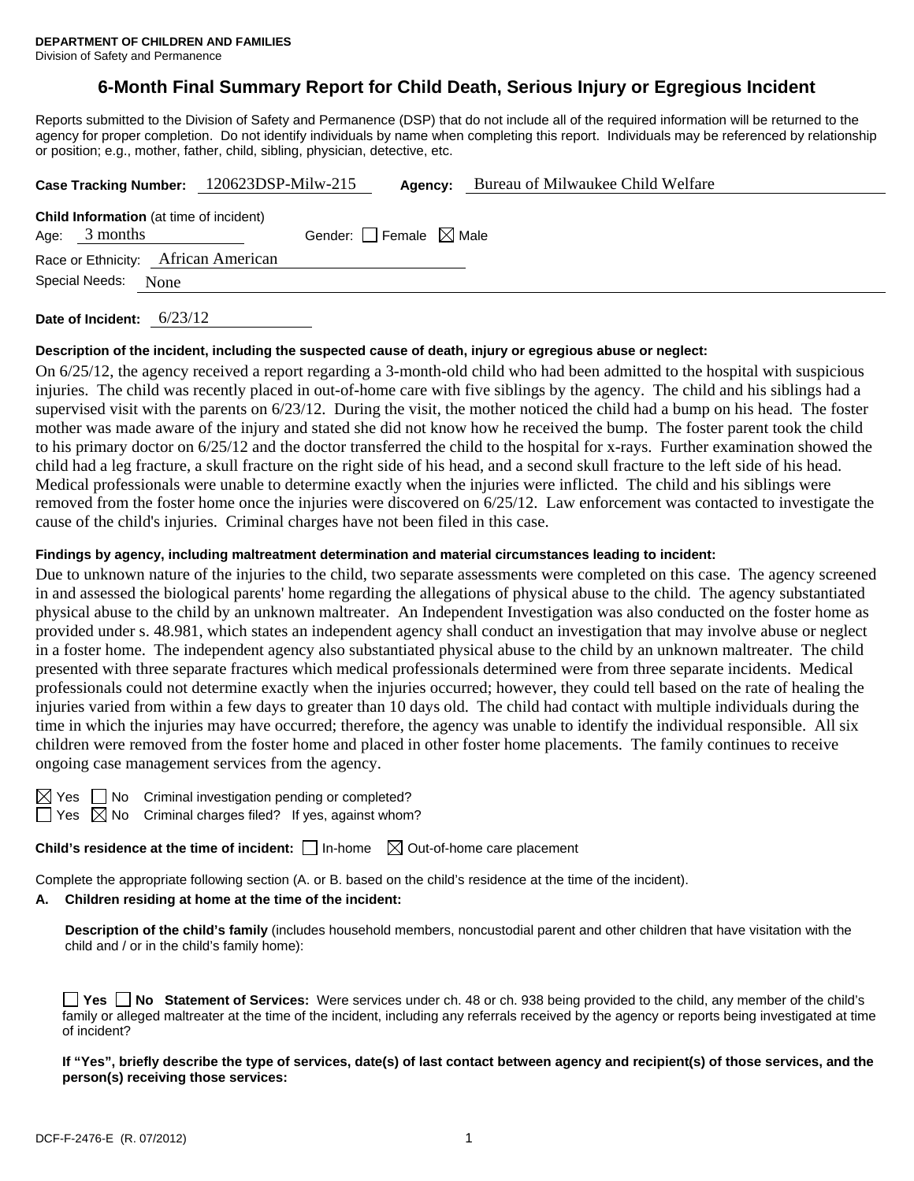**DEPARTMENT OF CHILDREN AND FAMILIES**
Division of Safety and Permanence

# 6-Month Final Summary Report for Child Death, Serious Injury or Egregious Incident

Reports submitted to the Division of Safety and Permanence (DSP) that do not include all of the required information will be returned to the agency for proper completion. Do not identify individuals by name when completing this report. Individuals may be referenced by relationship or position; e.g., mother, father, child, sibling, physician, detective, etc.

**Case Tracking Number:** 120623DSP-Milw-215 **Agency:** Bureau of Milwaukee Child Welfare

**Child Information** (at time of incident)
Age: 3 months Gender: ☐ Female ☒ Male
Race or Ethnicity: African American
Special Needs: None

**Date of Incident:** 6/23/12

**Description of the incident, including the suspected cause of death, injury or egregious abuse or neglect:**

On 6/25/12, the agency received a report regarding a 3-month-old child who had been admitted to the hospital with suspicious injuries. The child was recently placed in out-of-home care with five siblings by the agency. The child and his siblings had a supervised visit with the parents on 6/23/12. During the visit, the mother noticed the child had a bump on his head. The foster mother was made aware of the injury and stated she did not know how he received the bump. The foster parent took the child to his primary doctor on 6/25/12 and the doctor transferred the child to the hospital for x-rays. Further examination showed the child had a leg fracture, a skull fracture on the right side of his head, and a second skull fracture to the left side of his head. Medical professionals were unable to determine exactly when the injuries were inflicted. The child and his siblings were removed from the foster home once the injuries were discovered on 6/25/12. Law enforcement was contacted to investigate the cause of the child's injuries. Criminal charges have not been filed in this case.

**Findings by agency, including maltreatment determination and material circumstances leading to incident:**

Due to unknown nature of the injuries to the child, two separate assessments were completed on this case. The agency screened in and assessed the biological parents' home regarding the allegations of physical abuse to the child. The agency substantiated physical abuse to the child by an unknown maltreater. An Independent Investigation was also conducted on the foster home as provided under s. 48.981, which states an independent agency shall conduct an investigation that may involve abuse or neglect in a foster home. The independent agency also substantiated physical abuse to the child by an unknown maltreater. The child presented with three separate fractures which medical professionals determined were from three separate incidents. Medical professionals could not determine exactly when the injuries occurred; however, they could tell based on the rate of healing the injuries varied from within a few days to greater than 10 days old. The child had contact with multiple individuals during the time in which the injuries may have occurred; therefore, the agency was unable to identify the individual responsible. All six children were removed from the foster home and placed in other foster home placements. The family continues to receive ongoing case management services from the agency.

☒ Yes ☐ No Criminal investigation pending or completed?
☐ Yes ☒ No Criminal charges filed? If yes, against whom?

**Child's residence at the time of incident:** ☐ In-home ☒ Out-of-home care placement

Complete the appropriate following section (A. or B. based on the child's residence at the time of the incident).

**A. Children residing at home at the time of the incident:**

**Description of the child's family** (includes household members, noncustodial parent and other children that have visitation with the child and / or in the child's family home):

☐ **Yes** ☐ **No** **Statement of Services:** Were services under ch. 48 or ch. 938 being provided to the child, any member of the child's family or alleged maltreater at the time of the incident, including any referrals received by the agency or reports being investigated at time of incident?

**If "Yes", briefly describe the type of services, date(s) of last contact between agency and recipient(s) of those services, and the person(s) receiving those services:**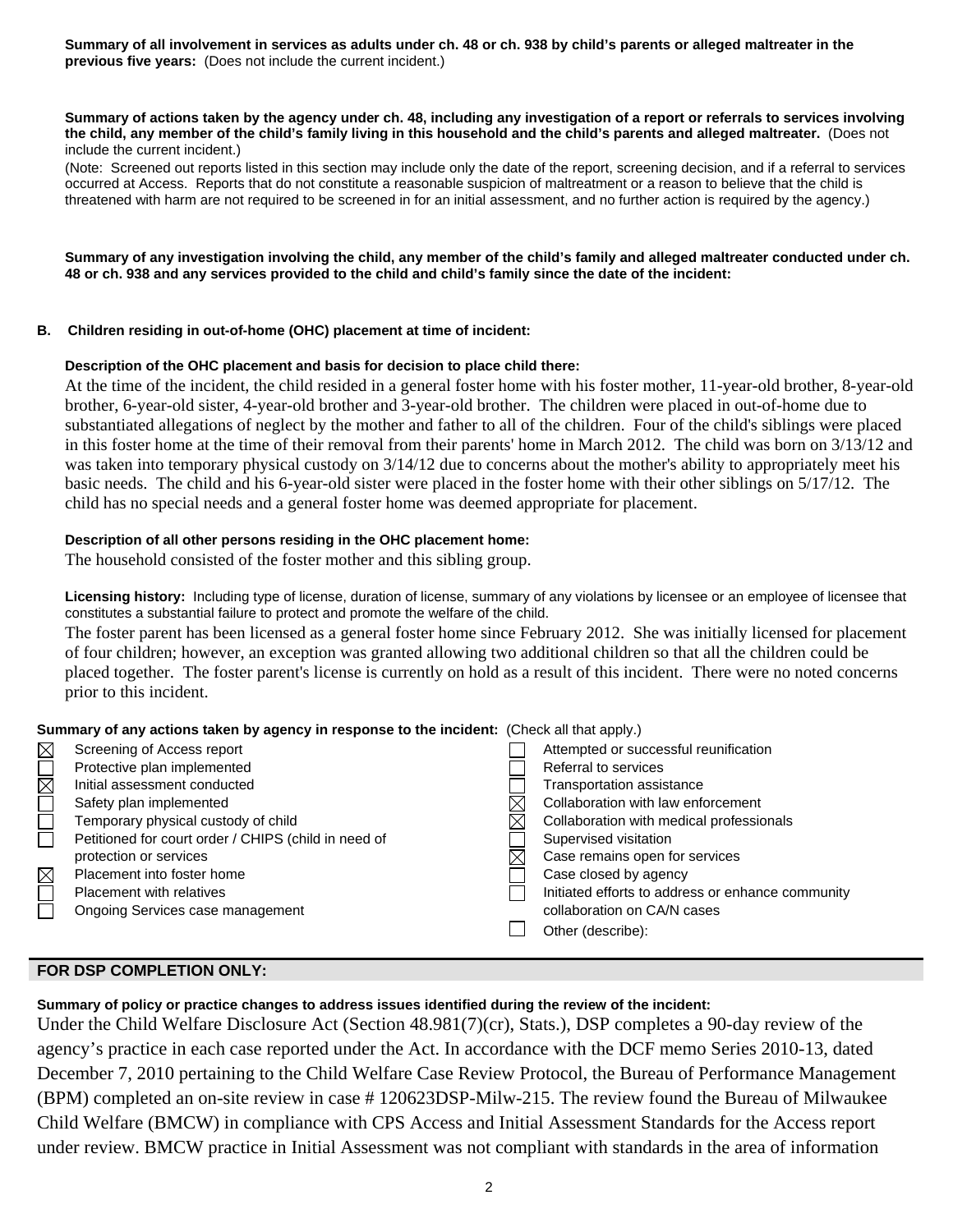**Summary of all involvement in services as adults under ch. 48 or ch. 938 by child's parents or alleged maltreater in the previous five years:** (Does not include the current incident.)

**Summary of actions taken by the agency under ch. 48, including any investigation of a report or referrals to services involving the child, any member of the child's family living in this household and the child's parents and alleged maltreater.** (Does not include the current incident.)

(Note: Screened out reports listed in this section may include only the date of the report, screening decision, and if a referral to services occurred at Access. Reports that do not constitute a reasonable suspicion of maltreatment or a reason to believe that the child is threatened with harm are not required to be screened in for an initial assessment, and no further action is required by the agency.)

**Summary of any investigation involving the child, any member of the child's family and alleged maltreater conducted under ch. 48 or ch. 938 and any services provided to the child and child's family since the date of the incident:**

**B. Children residing in out-of-home (OHC) placement at time of incident:**

**Description of the OHC placement and basis for decision to place child there:**

At the time of the incident, the child resided in a general foster home with his foster mother, 11-year-old brother, 8-year-old brother, 6-year-old sister, 4-year-old brother and 3-year-old brother. The children were placed in out-of-home due to substantiated allegations of neglect by the mother and father to all of the children. Four of the child's siblings were placed in this foster home at the time of their removal from their parents' home in March 2012. The child was born on 3/13/12 and was taken into temporary physical custody on 3/14/12 due to concerns about the mother's ability to appropriately meet his basic needs. The child and his 6-year-old sister were placed in the foster home with their other siblings on 5/17/12. The child has no special needs and a general foster home was deemed appropriate for placement.

**Description of all other persons residing in the OHC placement home:**

The household consisted of the foster mother and this sibling group.

**Licensing history:** Including type of license, duration of license, summary of any violations by licensee or an employee of licensee that constitutes a substantial failure to protect and promote the welfare of the child.

The foster parent has been licensed as a general foster home since February 2012. She was initially licensed for placement of four children; however, an exception was granted allowing two additional children so that all the children could be placed together. The foster parent's license is currently on hold as a result of this incident. There were no noted concerns prior to this incident.

**Summary of any actions taken by agency in response to the incident:** (Check all that apply.)

- [x] Screening of Access report
- [ ] Protective plan implemented
- [x] Initial assessment conducted
- [ ] Safety plan implemented
- [ ] Temporary physical custody of child
- [ ] Petitioned for court order / CHIPS (child in need of protection or services
- [x] Placement into foster home
- [ ] Placement with relatives
- [ ] Ongoing Services case management
- [ ] Attempted or successful reunification
- [ ] Referral to services
- [ ] Transportation assistance
- [x] Collaboration with law enforcement
- [x] Collaboration with medical professionals
- [ ] Supervised visitation
- [x] Case remains open for services
- [ ] Case closed by agency
- [ ] Initiated efforts to address or enhance community collaboration on CA/N cases
- [ ] Other (describe):

## FOR DSP COMPLETION ONLY:

**Summary of policy or practice changes to address issues identified during the review of the incident:**

Under the Child Welfare Disclosure Act (Section 48.981(7)(cr), Stats.), DSP completes a 90-day review of the agency's practice in each case reported under the Act. In accordance with the DCF memo Series 2010-13, dated December 7, 2010 pertaining to the Child Welfare Case Review Protocol, the Bureau of Performance Management (BPM) completed an on-site review in case # 120623DSP-Milw-215. The review found the Bureau of Milwaukee Child Welfare (BMCW) in compliance with CPS Access and Initial Assessment Standards for the Access report under review. BMCW practice in Initial Assessment was not compliant with standards in the area of information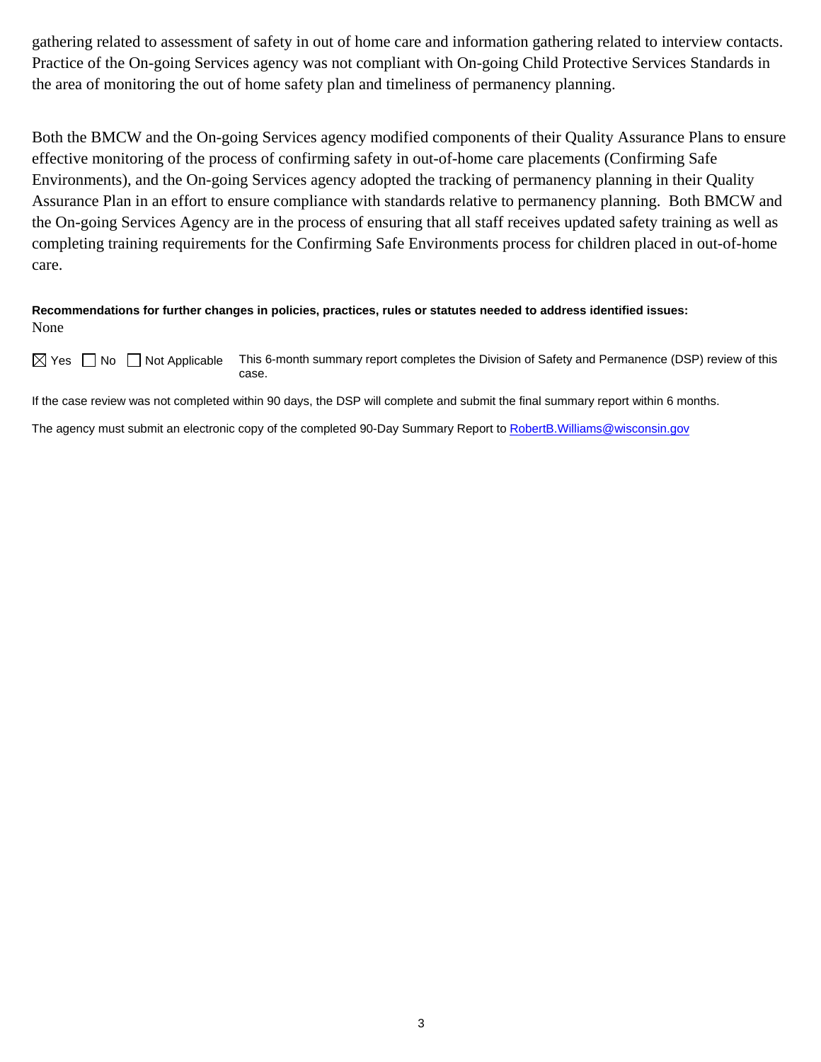gathering related to assessment of safety in out of home care and information gathering related to interview contacts. Practice of the On-going Services agency was not compliant with On-going Child Protective Services Standards in the area of monitoring the out of home safety plan and timeliness of permanency planning.

Both the BMCW and the On-going Services agency modified components of their Quality Assurance Plans to ensure effective monitoring of the process of confirming safety in out-of-home care placements (Confirming Safe Environments), and the On-going Services agency adopted the tracking of permanency planning in their Quality Assurance Plan in an effort to ensure compliance with standards relative to permanency planning. Both BMCW and the On-going Services Agency are in the process of ensuring that all staff receives updated safety training as well as completing training requirements for the Confirming Safe Environments process for children placed in out-of-home care.

**Recommendations for further changes in policies, practices, rules or statutes needed to address identified issues:**
None

☒ Yes ☐ No ☐ Not Applicable This 6-month summary report completes the Division of Safety and Permanence (DSP) review of this case.

If the case review was not completed within 90 days, the DSP will complete and submit the final summary report within 6 months.

The agency must submit an electronic copy of the completed 90-Day Summary Report to RobertB.Williams@wisconsin.gov